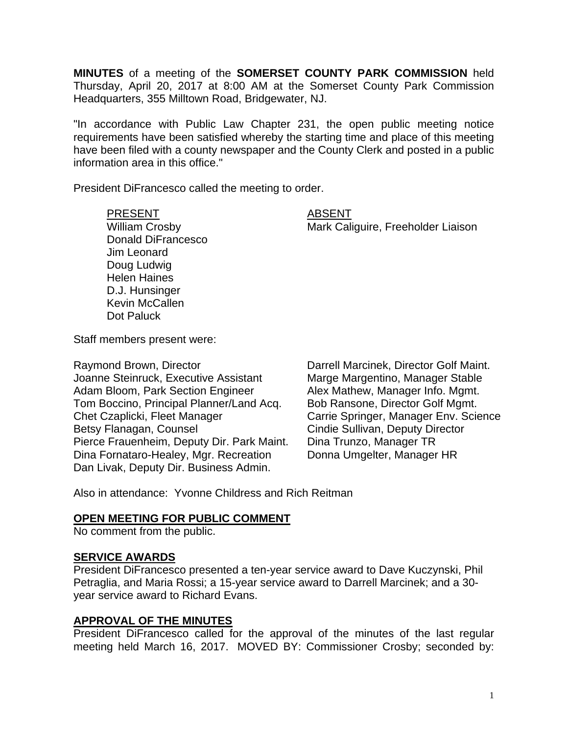**MINUTES** of a meeting of the **SOMERSET COUNTY PARK COMMISSION** held Thursday, April 20, 2017 at 8:00 AM at the Somerset County Park Commission Headquarters, 355 Milltown Road, Bridgewater, NJ.

"In accordance with Public Law Chapter 231, the open public meeting notice requirements have been satisfied whereby the starting time and place of this meeting have been filed with a county newspaper and the County Clerk and posted in a public information area in this office."

President DiFrancesco called the meeting to order.

| PRESENT | ABSENT |
|---|---|
| William Crosby | Mark Caliguire, Freeholder Liaison |
| Donald DiFrancesco | |
| Jim Leonard | |
| Doug Ludwig | |
| Helen Haines | |
| D.J. Hunsinger | |
| Kevin McCallen | |
| Dot Paluck | |

Staff members present were:

Raymond Brown, Director
Joanne Steinruck, Executive Assistant
Adam Bloom, Park Section Engineer
Tom Boccino, Principal Planner/Land Acq.
Chet Czaplicki, Fleet Manager
Betsy Flanagan, Counsel
Pierce Frauenheim, Deputy Dir. Park Maint.
Dina Fornataro-Healey, Mgr. Recreation
Dan Livak, Deputy Dir. Business Admin.
Darrell Marcinek, Director Golf Maint.
Marge Margentino, Manager Stable
Alex Mathew, Manager Info. Mgmt.
Bob Ransone, Director Golf Mgmt.
Carrie Springer, Manager Env. Science
Cindie Sullivan, Deputy Director
Dina Trunzo, Manager TR
Donna Umgelter, Manager HR

Also in attendance: Yvonne Childress and Rich Reitman

## OPEN MEETING FOR PUBLIC COMMENT

No comment from the public.

## SERVICE AWARDS

President DiFrancesco presented a ten-year service award to Dave Kuczynski, Phil Petraglia, and Maria Rossi; a 15-year service award to Darrell Marcinek; and a 30-year service award to Richard Evans.

## APPROVAL OF THE MINUTES

President DiFrancesco called for the approval of the minutes of the last regular meeting held March 16, 2017. MOVED BY: Commissioner Crosby; seconded by: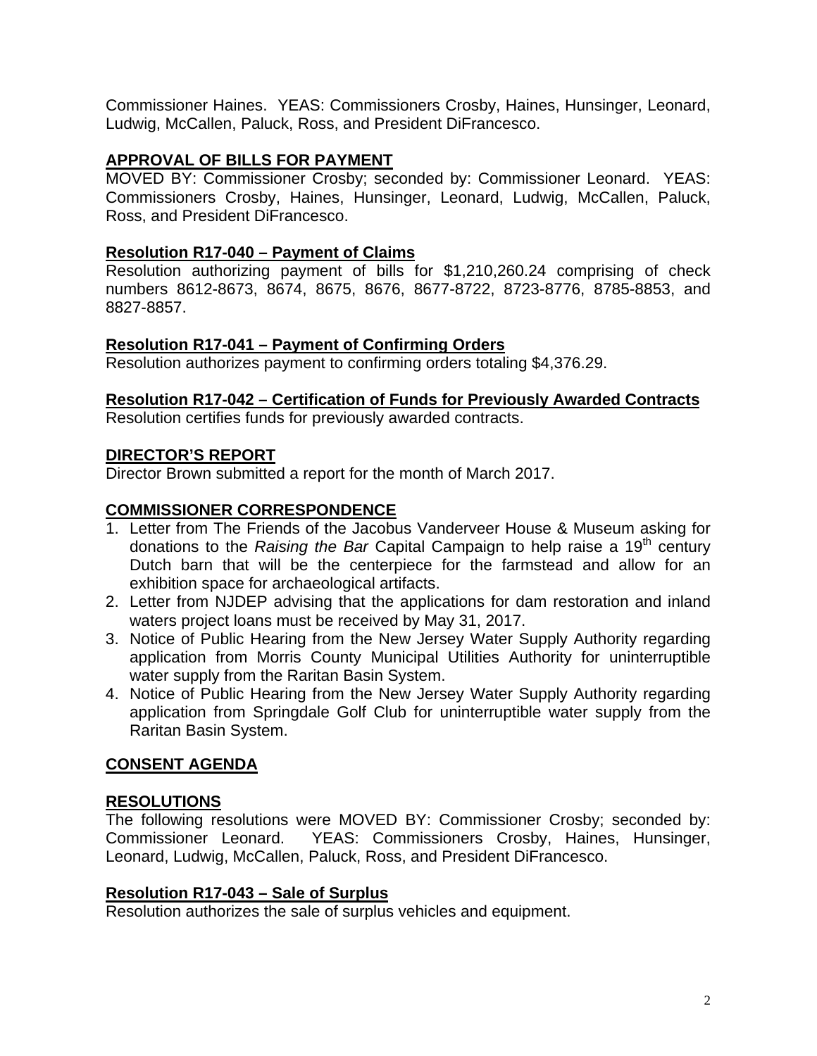Commissioner Haines. YEAS: Commissioners Crosby, Haines, Hunsinger, Leonard, Ludwig, McCallen, Paluck, Ross, and President DiFrancesco.

## APPROVAL OF BILLS FOR PAYMENT

MOVED BY: Commissioner Crosby; seconded by: Commissioner Leonard. YEAS: Commissioners Crosby, Haines, Hunsinger, Leonard, Ludwig, McCallen, Paluck, Ross, and President DiFrancesco.

### Resolution R17-040 – Payment of Claims

Resolution authorizing payment of bills for $1,210,260.24 comprising of check numbers 8612-8673, 8674, 8675, 8676, 8677-8722, 8723-8776, 8785-8853, and 8827-8857.

### Resolution R17-041 – Payment of Confirming Orders

Resolution authorizes payment to confirming orders totaling $4,376.29.

### Resolution R17-042 – Certification of Funds for Previously Awarded Contracts

Resolution certifies funds for previously awarded contracts.

## DIRECTOR'S REPORT

Director Brown submitted a report for the month of March 2017.

## COMMISSIONER CORRESPONDENCE

1. Letter from The Friends of the Jacobus Vanderveer House & Museum asking for donations to the *Raising the Bar* Capital Campaign to help raise a 19th century Dutch barn that will be the centerpiece for the farmstead and allow for an exhibition space for archaeological artifacts.
2. Letter from NJDEP advising that the applications for dam restoration and inland waters project loans must be received by May 31, 2017.
3. Notice of Public Hearing from the New Jersey Water Supply Authority regarding application from Morris County Municipal Utilities Authority for uninterruptible water supply from the Raritan Basin System.
4. Notice of Public Hearing from the New Jersey Water Supply Authority regarding application from Springdale Golf Club for uninterruptible water supply from the Raritan Basin System.

## CONSENT AGENDA

## RESOLUTIONS

The following resolutions were MOVED BY: Commissioner Crosby; seconded by: Commissioner Leonard. YEAS: Commissioners Crosby, Haines, Hunsinger, Leonard, Ludwig, McCallen, Paluck, Ross, and President DiFrancesco.

### Resolution R17-043 – Sale of Surplus

Resolution authorizes the sale of surplus vehicles and equipment.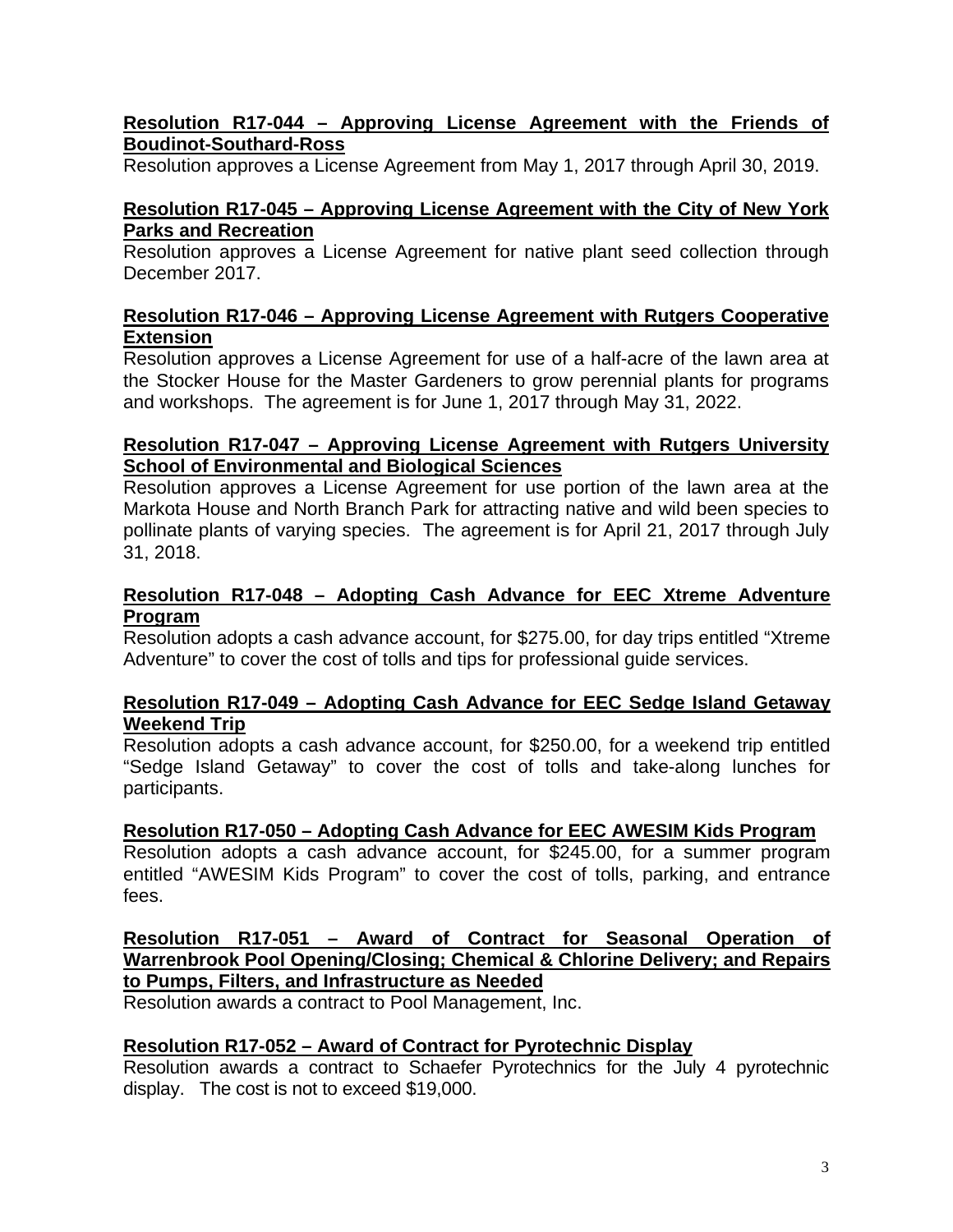**Resolution R17-044 – Approving License Agreement with the Friends of Boudinot-Southard-Ross**

Resolution approves a License Agreement from May 1, 2017 through April 30, 2019.

**Resolution R17-045 – Approving License Agreement with the City of New York Parks and Recreation**

Resolution approves a License Agreement for native plant seed collection through December 2017.

**Resolution R17-046 – Approving License Agreement with Rutgers Cooperative Extension**

Resolution approves a License Agreement for use of a half-acre of the lawn area at the Stocker House for the Master Gardeners to grow perennial plants for programs and workshops. The agreement is for June 1, 2017 through May 31, 2022.

**Resolution R17-047 – Approving License Agreement with Rutgers University School of Environmental and Biological Sciences**

Resolution approves a License Agreement for use portion of the lawn area at the Markota House and North Branch Park for attracting native and wild been species to pollinate plants of varying species. The agreement is for April 21, 2017 through July 31, 2018.

**Resolution R17-048 – Adopting Cash Advance for EEC Xtreme Adventure Program**

Resolution adopts a cash advance account, for $275.00, for day trips entitled "Xtreme Adventure" to cover the cost of tolls and tips for professional guide services.

**Resolution R17-049 – Adopting Cash Advance for EEC Sedge Island Getaway Weekend Trip**

Resolution adopts a cash advance account, for $250.00, for a weekend trip entitled "Sedge Island Getaway" to cover the cost of tolls and take-along lunches for participants.

**Resolution R17-050 – Adopting Cash Advance for EEC AWESIM Kids Program**

Resolution adopts a cash advance account, for $245.00, for a summer program entitled "AWESIM Kids Program" to cover the cost of tolls, parking, and entrance fees.

**Resolution R17-051 – Award of Contract for Seasonal Operation of Warrenbrook Pool Opening/Closing; Chemical & Chlorine Delivery; and Repairs to Pumps, Filters, and Infrastructure as Needed**

Resolution awards a contract to Pool Management, Inc.

**Resolution R17-052 – Award of Contract for Pyrotechnic Display**

Resolution awards a contract to Schaefer Pyrotechnics for the July 4 pyrotechnic display. The cost is not to exceed $19,000.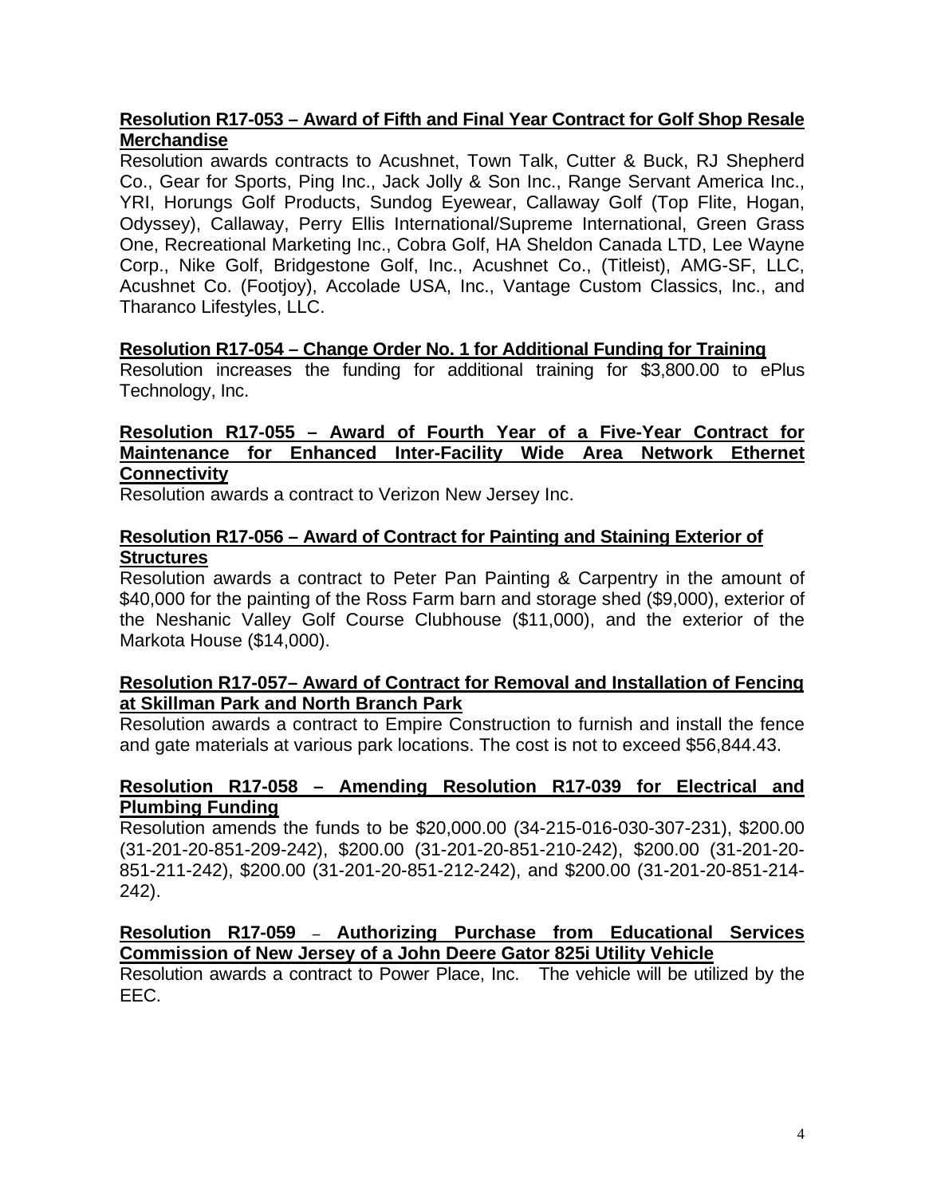**Resolution R17-053 – Award of Fifth and Final Year Contract for Golf Shop Resale Merchandise**

Resolution awards contracts to Acushnet, Town Talk, Cutter & Buck, RJ Shepherd Co., Gear for Sports, Ping Inc., Jack Jolly & Son Inc., Range Servant America Inc., YRI, Horungs Golf Products, Sundog Eyewear, Callaway Golf (Top Flite, Hogan, Odyssey), Callaway, Perry Ellis International/Supreme International, Green Grass One, Recreational Marketing Inc., Cobra Golf, HA Sheldon Canada LTD, Lee Wayne Corp., Nike Golf, Bridgestone Golf, Inc., Acushnet Co., (Titleist), AMG-SF, LLC, Acushnet Co. (Footjoy), Accolade USA, Inc., Vantage Custom Classics, Inc., and Tharanco Lifestyles, LLC.

**Resolution R17-054 – Change Order No. 1 for Additional Funding for Training**

Resolution increases the funding for additional training for $3,800.00 to ePlus Technology, Inc.

**Resolution R17-055 – Award of Fourth Year of a Five-Year Contract for Maintenance for Enhanced Inter-Facility Wide Area Network Ethernet Connectivity**

Resolution awards a contract to Verizon New Jersey Inc.

**Resolution R17-056 – Award of Contract for Painting and Staining Exterior of Structures**

Resolution awards a contract to Peter Pan Painting & Carpentry in the amount of $40,000 for the painting of the Ross Farm barn and storage shed ($9,000), exterior of the Neshanic Valley Golf Course Clubhouse ($11,000), and the exterior of the Markota House ($14,000).

**Resolution R17-057– Award of Contract for Removal and Installation of Fencing at Skillman Park and North Branch Park**

Resolution awards a contract to Empire Construction to furnish and install the fence and gate materials at various park locations. The cost is not to exceed $56,844.43.

**Resolution R17-058 – Amending Resolution R17-039 for Electrical and Plumbing Funding**

Resolution amends the funds to be $20,000.00 (34-215-016-030-307-231), $200.00 (31-201-20-851-209-242), $200.00 (31-201-20-851-210-242), $200.00 (31-201-20-851-211-242), $200.00 (31-201-20-851-212-242), and $200.00 (31-201-20-851-214-242).

**Resolution R17-059 – Authorizing Purchase from Educational Services Commission of New Jersey of a John Deere Gator 825i Utility Vehicle**

Resolution awards a contract to Power Place, Inc. The vehicle will be utilized by the EEC.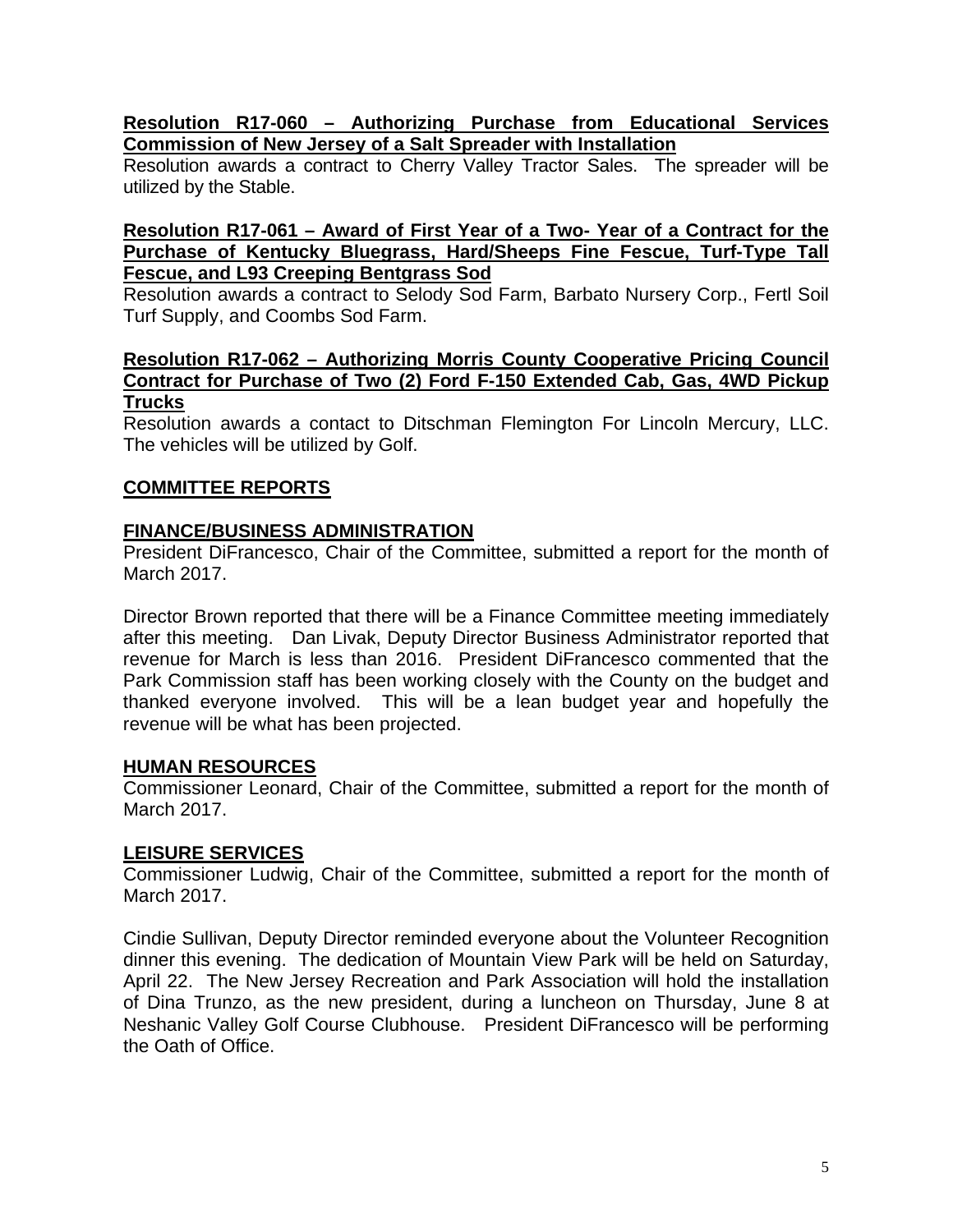**Resolution R17-060 – Authorizing Purchase from Educational Services Commission of New Jersey of a Salt Spreader with Installation**

Resolution awards a contract to Cherry Valley Tractor Sales. The spreader will be utilized by the Stable.

**Resolution R17-061 – Award of First Year of a Two- Year of a Contract for the Purchase of Kentucky Bluegrass, Hard/Sheeps Fine Fescue, Turf-Type Tall Fescue, and L93 Creeping Bentgrass Sod**

Resolution awards a contract to Selody Sod Farm, Barbato Nursery Corp., Fertl Soil Turf Supply, and Coombs Sod Farm.

**Resolution R17-062 – Authorizing Morris County Cooperative Pricing Council Contract for Purchase of Two (2) Ford F-150 Extended Cab, Gas, 4WD Pickup Trucks**

Resolution awards a contact to Ditschman Flemington For Lincoln Mercury, LLC. The vehicles will be utilized by Golf.

## COMMITTEE REPORTS

### FINANCE/BUSINESS ADMINISTRATION

President DiFrancesco, Chair of the Committee, submitted a report for the month of March 2017.

Director Brown reported that there will be a Finance Committee meeting immediately after this meeting. Dan Livak, Deputy Director Business Administrator reported that revenue for March is less than 2016. President DiFrancesco commented that the Park Commission staff has been working closely with the County on the budget and thanked everyone involved. This will be a lean budget year and hopefully the revenue will be what has been projected.

### HUMAN RESOURCES

Commissioner Leonard, Chair of the Committee, submitted a report for the month of March 2017.

### LEISURE SERVICES

Commissioner Ludwig, Chair of the Committee, submitted a report for the month of March 2017.

Cindie Sullivan, Deputy Director reminded everyone about the Volunteer Recognition dinner this evening. The dedication of Mountain View Park will be held on Saturday, April 22. The New Jersey Recreation and Park Association will hold the installation of Dina Trunzo, as the new president, during a luncheon on Thursday, June 8 at Neshanic Valley Golf Course Clubhouse. President DiFrancesco will be performing the Oath of Office.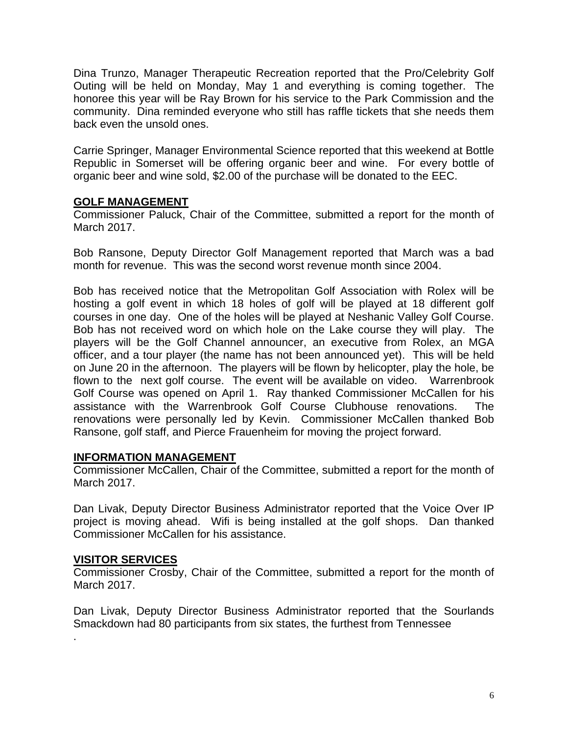Dina Trunzo, Manager Therapeutic Recreation reported that the Pro/Celebrity Golf Outing will be held on Monday, May 1 and everything is coming together. The honoree this year will be Ray Brown for his service to the Park Commission and the community. Dina reminded everyone who still has raffle tickets that she needs them back even the unsold ones.

Carrie Springer, Manager Environmental Science reported that this weekend at Bottle Republic in Somerset will be offering organic beer and wine. For every bottle of organic beer and wine sold, $2.00 of the purchase will be donated to the EEC.

## GOLF MANAGEMENT

Commissioner Paluck, Chair of the Committee, submitted a report for the month of March 2017.

Bob Ransone, Deputy Director Golf Management reported that March was a bad month for revenue. This was the second worst revenue month since 2004.

Bob has received notice that the Metropolitan Golf Association with Rolex will be hosting a golf event in which 18 holes of golf will be played at 18 different golf courses in one day. One of the holes will be played at Neshanic Valley Golf Course. Bob has not received word on which hole on the Lake course they will play. The players will be the Golf Channel announcer, an executive from Rolex, an MGA officer, and a tour player (the name has not been announced yet). This will be held on June 20 in the afternoon. The players will be flown by helicopter, play the hole, be flown to the next golf course. The event will be available on video. Warrenbrook Golf Course was opened on April 1. Ray thanked Commissioner McCallen for his assistance with the Warrenbrook Golf Course Clubhouse renovations. The renovations were personally led by Kevin. Commissioner McCallen thanked Bob Ransone, golf staff, and Pierce Frauenheim for moving the project forward.

## INFORMATION MANAGEMENT

Commissioner McCallen, Chair of the Committee, submitted a report for the month of March 2017.

Dan Livak, Deputy Director Business Administrator reported that the Voice Over IP project is moving ahead. Wifi is being installed at the golf shops. Dan thanked Commissioner McCallen for his assistance.

## VISITOR SERVICES

Commissioner Crosby, Chair of the Committee, submitted a report for the month of March 2017.

Dan Livak, Deputy Director Business Administrator reported that the Sourlands Smackdown had 80 participants from six states, the furthest from Tennessee
.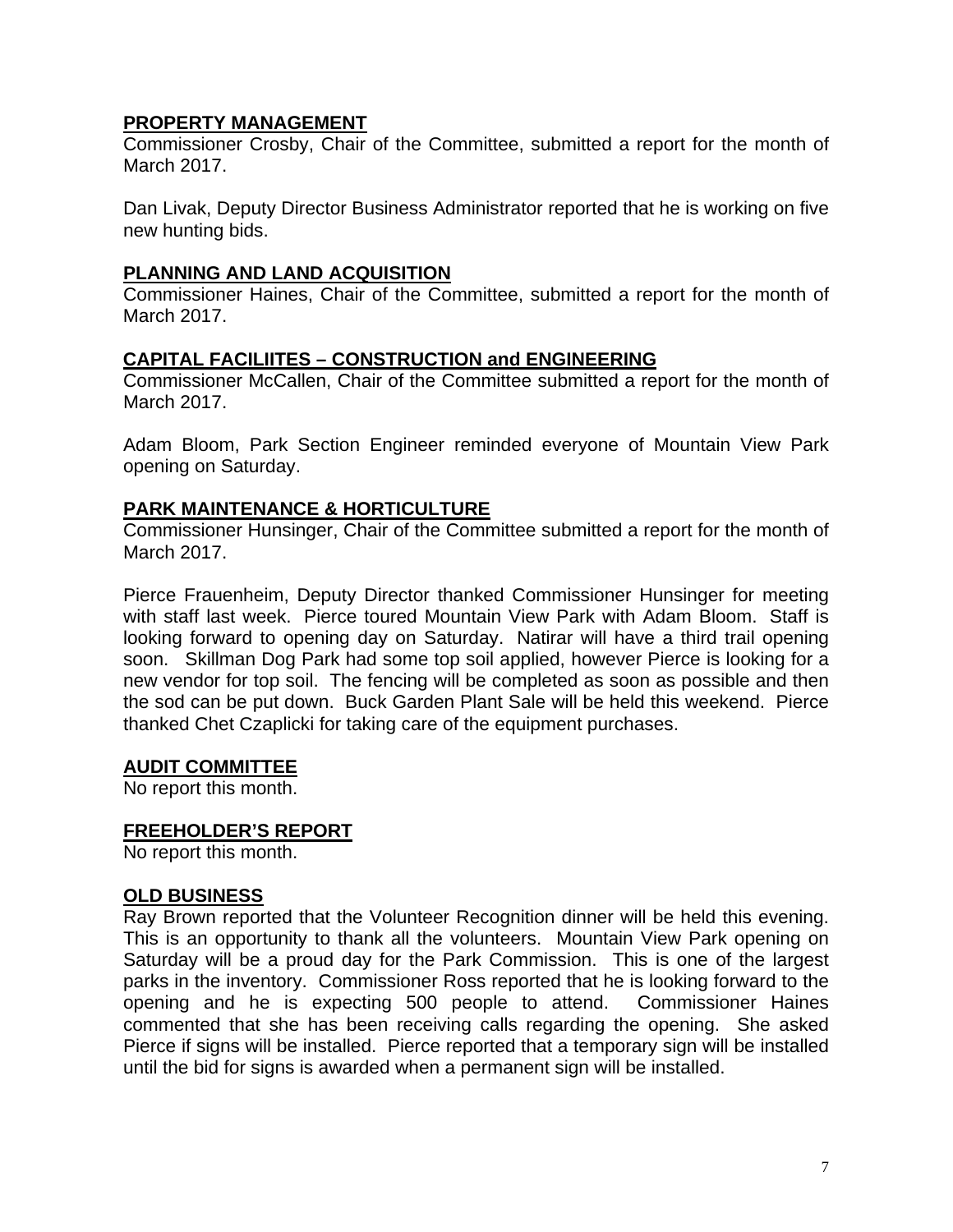**PROPERTY MANAGEMENT**

Commissioner Crosby, Chair of the Committee, submitted a report for the month of March 2017.

Dan Livak, Deputy Director Business Administrator reported that he is working on five new hunting bids.

**PLANNING AND LAND ACQUISITION**

Commissioner Haines, Chair of the Committee, submitted a report for the month of March 2017.

**CAPITAL FACILIITES – CONSTRUCTION and ENGINEERING**

Commissioner McCallen, Chair of the Committee submitted a report for the month of March 2017.

Adam Bloom, Park Section Engineer reminded everyone of Mountain View Park opening on Saturday.

**PARK MAINTENANCE & HORTICULTURE**

Commissioner Hunsinger, Chair of the Committee submitted a report for the month of March 2017.

Pierce Frauenheim, Deputy Director thanked Commissioner Hunsinger for meeting with staff last week. Pierce toured Mountain View Park with Adam Bloom. Staff is looking forward to opening day on Saturday. Natirar will have a third trail opening soon. Skillman Dog Park had some top soil applied, however Pierce is looking for a new vendor for top soil. The fencing will be completed as soon as possible and then the sod can be put down. Buck Garden Plant Sale will be held this weekend. Pierce thanked Chet Czaplicki for taking care of the equipment purchases.

**AUDIT COMMITTEE**

No report this month.

**FREEHOLDER'S REPORT**

No report this month.

**OLD BUSINESS**

Ray Brown reported that the Volunteer Recognition dinner will be held this evening. This is an opportunity to thank all the volunteers. Mountain View Park opening on Saturday will be a proud day for the Park Commission. This is one of the largest parks in the inventory. Commissioner Ross reported that he is looking forward to the opening and he is expecting 500 people to attend. Commissioner Haines commented that she has been receiving calls regarding the opening. She asked Pierce if signs will be installed. Pierce reported that a temporary sign will be installed until the bid for signs is awarded when a permanent sign will be installed.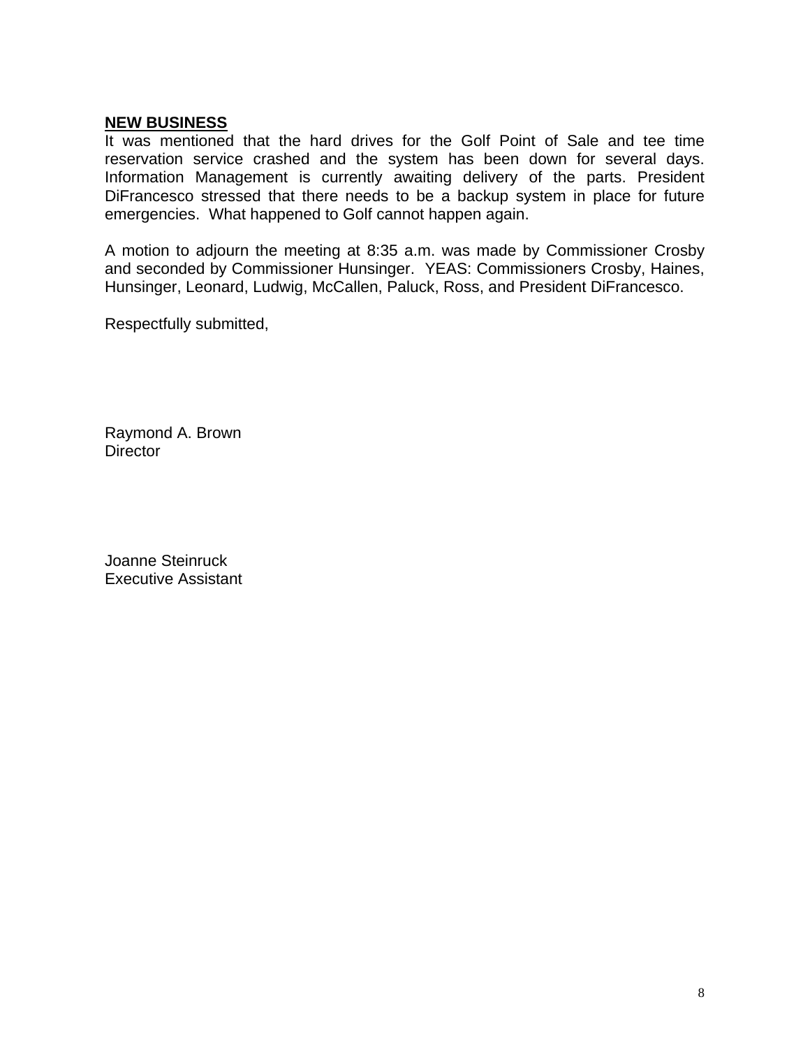**NEW BUSINESS**

It was mentioned that the hard drives for the Golf Point of Sale and tee time reservation service crashed and the system has been down for several days. Information Management is currently awaiting delivery of the parts. President DiFrancesco stressed that there needs to be a backup system in place for future emergencies. What happened to Golf cannot happen again.

A motion to adjourn the meeting at 8:35 a.m. was made by Commissioner Crosby and seconded by Commissioner Hunsinger. YEAS: Commissioners Crosby, Haines, Hunsinger, Leonard, Ludwig, McCallen, Paluck, Ross, and President DiFrancesco.

Respectfully submitted,

Raymond A. Brown
Director

Joanne Steinruck
Executive Assistant